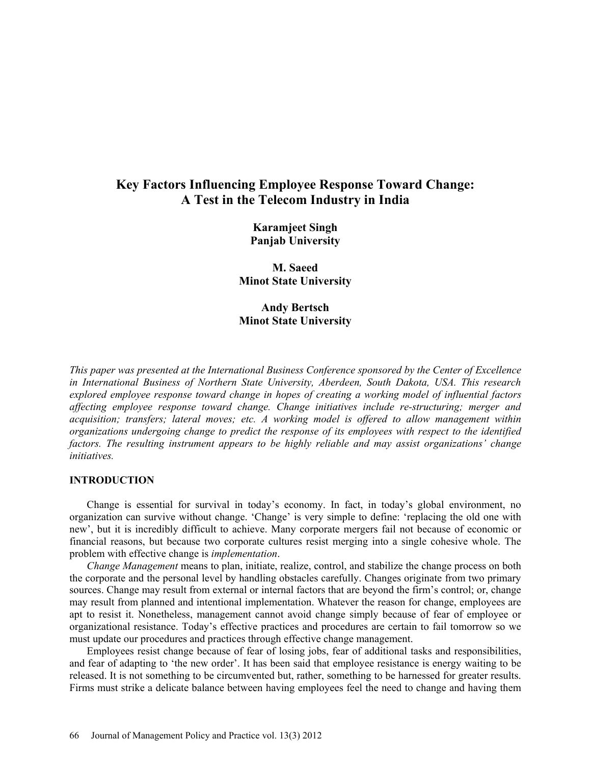# Key Factors Influencing Employee Response Toward Change: A Test in the Telecom Industry in India

**Karamjeet Singh**
**Panjab University**

**M. Saeed**
**Minot State University**

**Andy Bertsch**
**Minot State University**

*This paper was presented at the International Business Conference sponsored by the Center of Excellence in International Business of Northern State University, Aberdeen, South Dakota, USA. This research explored employee response toward change in hopes of creating a working model of influential factors affecting employee response toward change. Change initiatives include re-structuring; merger and acquisition; transfers; lateral moves; etc. A working model is offered to allow management within organizations undergoing change to predict the response of its employees with respect to the identified factors. The resulting instrument appears to be highly reliable and may assist organizations' change initiatives.*

## INTRODUCTION

Change is essential for survival in today's economy. In fact, in today's global environment, no organization can survive without change. 'Change' is very simple to define: 'replacing the old one with new', but it is incredibly difficult to achieve. Many corporate mergers fail not because of economic or financial reasons, but because two corporate cultures resist merging into a single cohesive whole. The problem with effective change is *implementation*.

*Change Management* means to plan, initiate, realize, control, and stabilize the change process on both the corporate and the personal level by handling obstacles carefully. Changes originate from two primary sources. Change may result from external or internal factors that are beyond the firm's control; or, change may result from planned and intentional implementation. Whatever the reason for change, employees are apt to resist it. Nonetheless, management cannot avoid change simply because of fear of employee or organizational resistance. Today's effective practices and procedures are certain to fail tomorrow so we must update our procedures and practices through effective change management.

Employees resist change because of fear of losing jobs, fear of additional tasks and responsibilities, and fear of adapting to 'the new order'. It has been said that employee resistance is energy waiting to be released. It is not something to be circumvented but, rather, something to be harnessed for greater results. Firms must strike a delicate balance between having employees feel the need to change and having them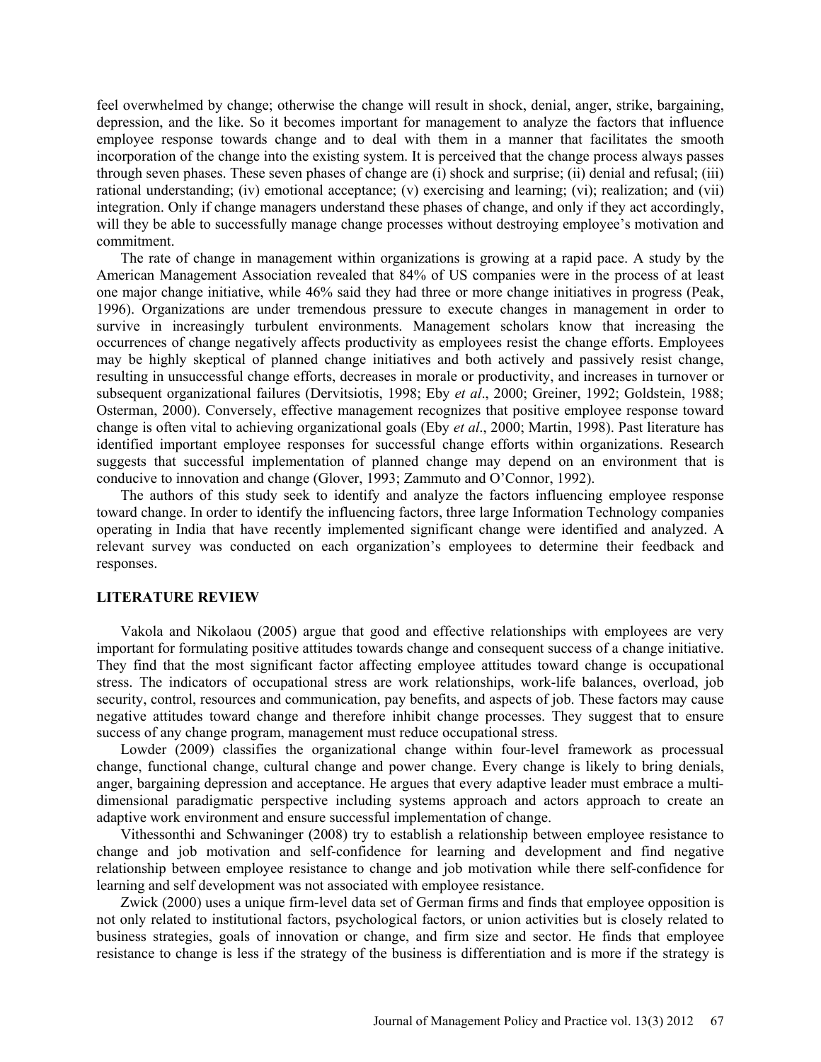feel overwhelmed by change; otherwise the change will result in shock, denial, anger, strike, bargaining, depression, and the like. So it becomes important for management to analyze the factors that influence employee response towards change and to deal with them in a manner that facilitates the smooth incorporation of the change into the existing system. It is perceived that the change process always passes through seven phases. These seven phases of change are (i) shock and surprise; (ii) denial and refusal; (iii) rational understanding; (iv) emotional acceptance; (v) exercising and learning; (vi); realization; and (vii) integration. Only if change managers understand these phases of change, and only if they act accordingly, will they be able to successfully manage change processes without destroying employee's motivation and commitment.

The rate of change in management within organizations is growing at a rapid pace. A study by the American Management Association revealed that 84% of US companies were in the process of at least one major change initiative, while 46% said they had three or more change initiatives in progress (Peak, 1996). Organizations are under tremendous pressure to execute changes in management in order to survive in increasingly turbulent environments. Management scholars know that increasing the occurrences of change negatively affects productivity as employees resist the change efforts. Employees may be highly skeptical of planned change initiatives and both actively and passively resist change, resulting in unsuccessful change efforts, decreases in morale or productivity, and increases in turnover or subsequent organizational failures (Dervitsiotis, 1998; Eby *et al*., 2000; Greiner, 1992; Goldstein, 1988; Osterman, 2000). Conversely, effective management recognizes that positive employee response toward change is often vital to achieving organizational goals (Eby *et al*., 2000; Martin, 1998). Past literature has identified important employee responses for successful change efforts within organizations. Research suggests that successful implementation of planned change may depend on an environment that is conducive to innovation and change (Glover, 1993; Zammuto and O'Connor, 1992).

The authors of this study seek to identify and analyze the factors influencing employee response toward change. In order to identify the influencing factors, three large Information Technology companies operating in India that have recently implemented significant change were identified and analyzed. A relevant survey was conducted on each organization's employees to determine their feedback and responses.

## LITERATURE REVIEW

Vakola and Nikolaou (2005) argue that good and effective relationships with employees are very important for formulating positive attitudes towards change and consequent success of a change initiative. They find that the most significant factor affecting employee attitudes toward change is occupational stress. The indicators of occupational stress are work relationships, work-life balances, overload, job security, control, resources and communication, pay benefits, and aspects of job. These factors may cause negative attitudes toward change and therefore inhibit change processes. They suggest that to ensure success of any change program, management must reduce occupational stress.

Lowder (2009) classifies the organizational change within four-level framework as processual change, functional change, cultural change and power change. Every change is likely to bring denials, anger, bargaining depression and acceptance. He argues that every adaptive leader must embrace a multi-dimensional paradigmatic perspective including systems approach and actors approach to create an adaptive work environment and ensure successful implementation of change.

Vithessonthi and Schwaninger (2008) try to establish a relationship between employee resistance to change and job motivation and self-confidence for learning and development and find negative relationship between employee resistance to change and job motivation while there self-confidence for learning and self development was not associated with employee resistance.

Zwick (2000) uses a unique firm-level data set of German firms and finds that employee opposition is not only related to institutional factors, psychological factors, or union activities but is closely related to business strategies, goals of innovation or change, and firm size and sector. He finds that employee resistance to change is less if the strategy of the business is differentiation and is more if the strategy is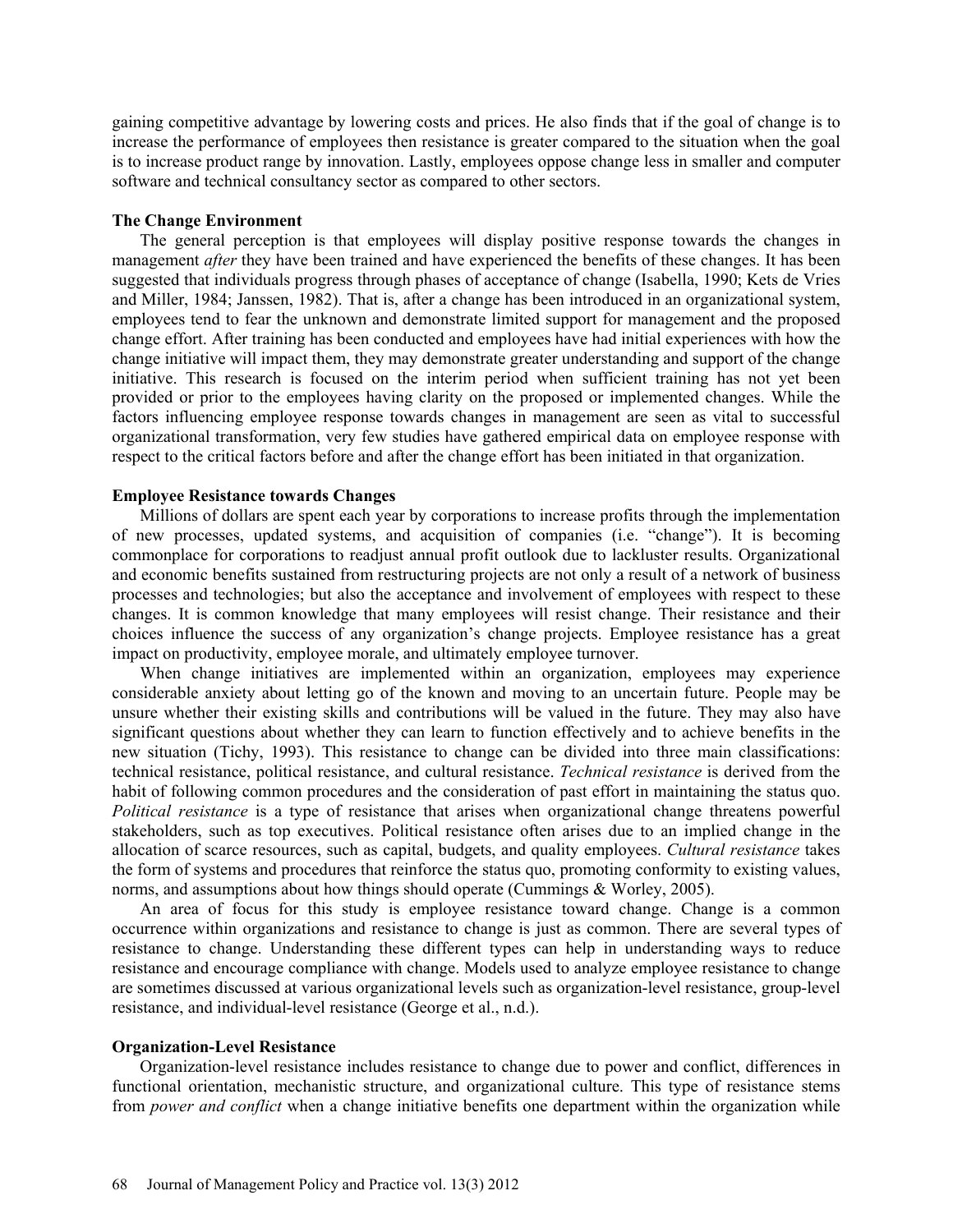gaining competitive advantage by lowering costs and prices. He also finds that if the goal of change is to increase the performance of employees then resistance is greater compared to the situation when the goal is to increase product range by innovation. Lastly, employees oppose change less in smaller and computer software and technical consultancy sector as compared to other sectors.

### The Change Environment

The general perception is that employees will display positive response towards the changes in management *after* they have been trained and have experienced the benefits of these changes. It has been suggested that individuals progress through phases of acceptance of change (Isabella, 1990; Kets de Vries and Miller, 1984; Janssen, 1982). That is, after a change has been introduced in an organizational system, employees tend to fear the unknown and demonstrate limited support for management and the proposed change effort. After training has been conducted and employees have had initial experiences with how the change initiative will impact them, they may demonstrate greater understanding and support of the change initiative. This research is focused on the interim period when sufficient training has not yet been provided or prior to the employees having clarity on the proposed or implemented changes. While the factors influencing employee response towards changes in management are seen as vital to successful organizational transformation, very few studies have gathered empirical data on employee response with respect to the critical factors before and after the change effort has been initiated in that organization.

### Employee Resistance towards Changes

Millions of dollars are spent each year by corporations to increase profits through the implementation of new processes, updated systems, and acquisition of companies (i.e. "change"). It is becoming commonplace for corporations to readjust annual profit outlook due to lackluster results. Organizational and economic benefits sustained from restructuring projects are not only a result of a network of business processes and technologies; but also the acceptance and involvement of employees with respect to these changes. It is common knowledge that many employees will resist change. Their resistance and their choices influence the success of any organization's change projects. Employee resistance has a great impact on productivity, employee morale, and ultimately employee turnover.

When change initiatives are implemented within an organization, employees may experience considerable anxiety about letting go of the known and moving to an uncertain future. People may be unsure whether their existing skills and contributions will be valued in the future. They may also have significant questions about whether they can learn to function effectively and to achieve benefits in the new situation (Tichy, 1993). This resistance to change can be divided into three main classifications: technical resistance, political resistance, and cultural resistance. *Technical resistance* is derived from the habit of following common procedures and the consideration of past effort in maintaining the status quo. *Political resistance* is a type of resistance that arises when organizational change threatens powerful stakeholders, such as top executives. Political resistance often arises due to an implied change in the allocation of scarce resources, such as capital, budgets, and quality employees. *Cultural resistance* takes the form of systems and procedures that reinforce the status quo, promoting conformity to existing values, norms, and assumptions about how things should operate (Cummings & Worley, 2005).

An area of focus for this study is employee resistance toward change. Change is a common occurrence within organizations and resistance to change is just as common. There are several types of resistance to change. Understanding these different types can help in understanding ways to reduce resistance and encourage compliance with change. Models used to analyze employee resistance to change are sometimes discussed at various organizational levels such as organization-level resistance, group-level resistance, and individual-level resistance (George et al., n.d.).

### Organization-Level Resistance

Organization-level resistance includes resistance to change due to power and conflict, differences in functional orientation, mechanistic structure, and organizational culture. This type of resistance stems from *power and conflict* when a change initiative benefits one department within the organization while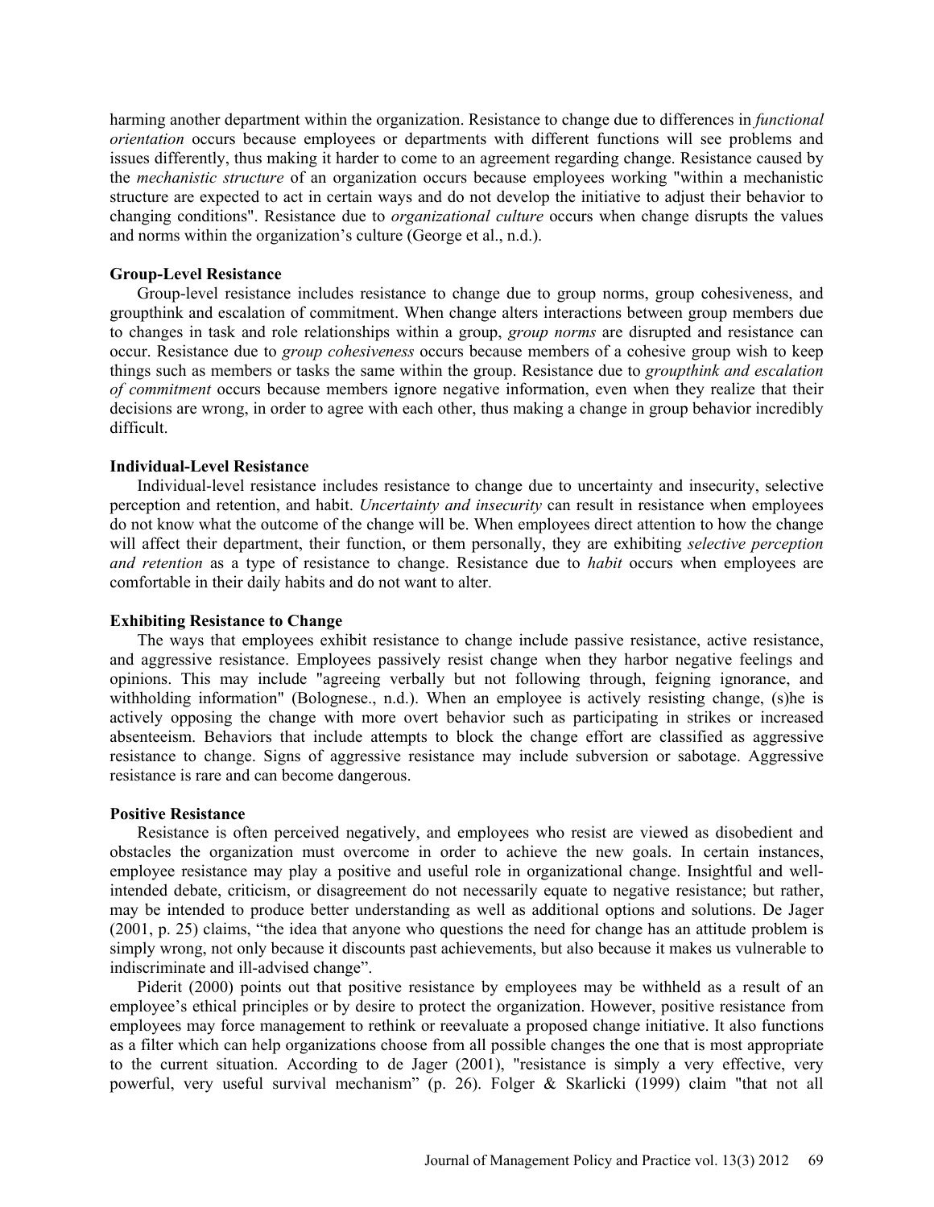harming another department within the organization. Resistance to change due to differences in *functional orientation* occurs because employees or departments with different functions will see problems and issues differently, thus making it harder to come to an agreement regarding change. Resistance caused by the *mechanistic structure* of an organization occurs because employees working "within a mechanistic structure are expected to act in certain ways and do not develop the initiative to adjust their behavior to changing conditions". Resistance due to *organizational culture* occurs when change disrupts the values and norms within the organization's culture (George et al., n.d.).

**Group-Level Resistance**

Group-level resistance includes resistance to change due to group norms, group cohesiveness, and groupthink and escalation of commitment. When change alters interactions between group members due to changes in task and role relationships within a group, *group norms* are disrupted and resistance can occur. Resistance due to *group cohesiveness* occurs because members of a cohesive group wish to keep things such as members or tasks the same within the group. Resistance due to *groupthink and escalation of commitment* occurs because members ignore negative information, even when they realize that their decisions are wrong, in order to agree with each other, thus making a change in group behavior incredibly difficult.

**Individual-Level Resistance**

Individual-level resistance includes resistance to change due to uncertainty and insecurity, selective perception and retention, and habit. *Uncertainty and insecurity* can result in resistance when employees do not know what the outcome of the change will be. When employees direct attention to how the change will affect their department, their function, or them personally, they are exhibiting *selective perception and retention* as a type of resistance to change. Resistance due to *habit* occurs when employees are comfortable in their daily habits and do not want to alter.

**Exhibiting Resistance to Change**

The ways that employees exhibit resistance to change include passive resistance, active resistance, and aggressive resistance. Employees passively resist change when they harbor negative feelings and opinions. This may include "agreeing verbally but not following through, feigning ignorance, and withholding information" (Bolognese., n.d.). When an employee is actively resisting change, (s)he is actively opposing the change with more overt behavior such as participating in strikes or increased absenteeism. Behaviors that include attempts to block the change effort are classified as aggressive resistance to change. Signs of aggressive resistance may include subversion or sabotage. Aggressive resistance is rare and can become dangerous.

**Positive Resistance**

Resistance is often perceived negatively, and employees who resist are viewed as disobedient and obstacles the organization must overcome in order to achieve the new goals. In certain instances, employee resistance may play a positive and useful role in organizational change. Insightful and well-intended debate, criticism, or disagreement do not necessarily equate to negative resistance; but rather, may be intended to produce better understanding as well as additional options and solutions. De Jager (2001, p. 25) claims, "the idea that anyone who questions the need for change has an attitude problem is simply wrong, not only because it discounts past achievements, but also because it makes us vulnerable to indiscriminate and ill-advised change".

Piderit (2000) points out that positive resistance by employees may be withheld as a result of an employee's ethical principles or by desire to protect the organization. However, positive resistance from employees may force management to rethink or reevaluate a proposed change initiative. It also functions as a filter which can help organizations choose from all possible changes the one that is most appropriate to the current situation. According to de Jager (2001), "resistance is simply a very effective, very powerful, very useful survival mechanism" (p. 26). Folger & Skarlicki (1999) claim "that not all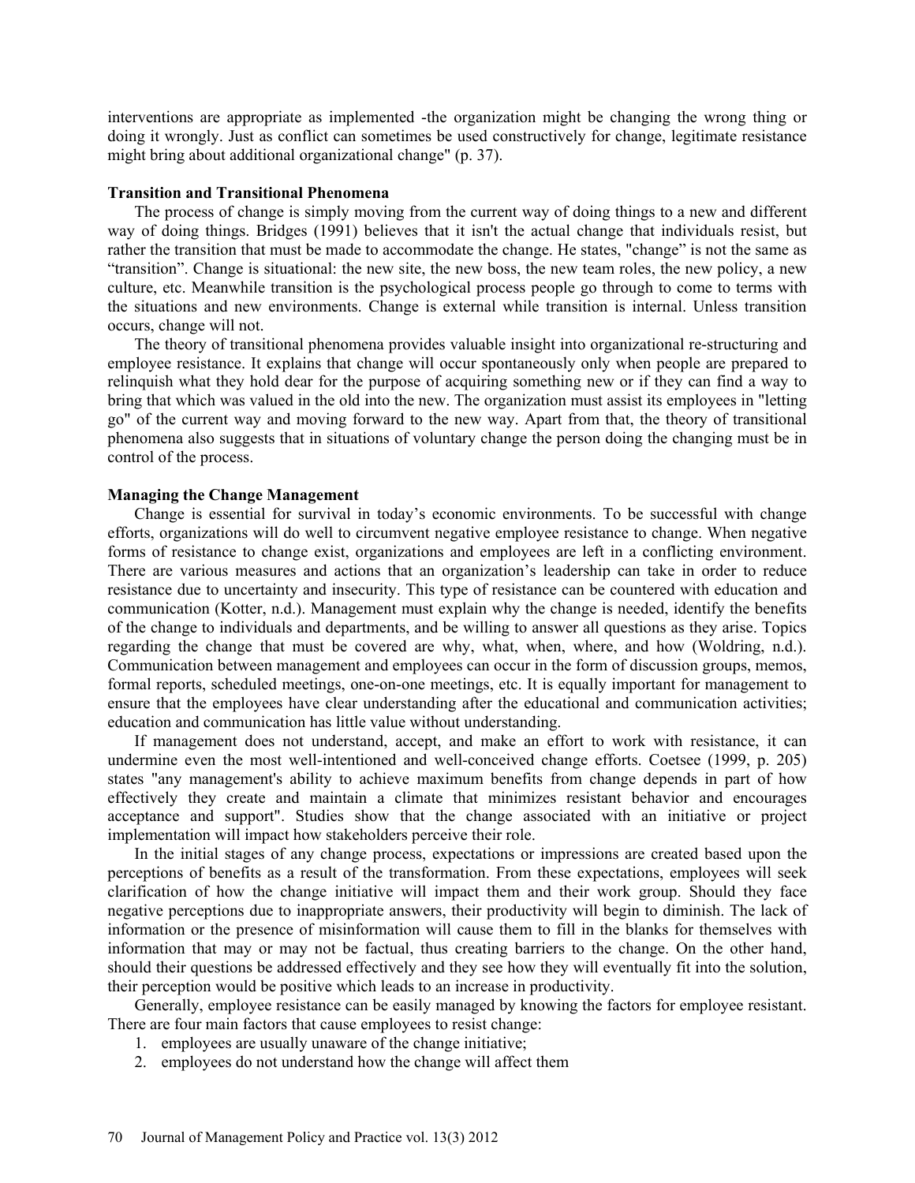interventions are appropriate as implemented -the organization might be changing the wrong thing or doing it wrongly. Just as conflict can sometimes be used constructively for change, legitimate resistance might bring about additional organizational change" (p. 37).

**Transition and Transitional Phenomena**

The process of change is simply moving from the current way of doing things to a new and different way of doing things. Bridges (1991) believes that it isn't the actual change that individuals resist, but rather the transition that must be made to accommodate the change. He states, "change" is not the same as "transition". Change is situational: the new site, the new boss, the new team roles, the new policy, a new culture, etc. Meanwhile transition is the psychological process people go through to come to terms with the situations and new environments. Change is external while transition is internal. Unless transition occurs, change will not.

The theory of transitional phenomena provides valuable insight into organizational re-structuring and employee resistance. It explains that change will occur spontaneously only when people are prepared to relinquish what they hold dear for the purpose of acquiring something new or if they can find a way to bring that which was valued in the old into the new. The organization must assist its employees in "letting go" of the current way and moving forward to the new way. Apart from that, the theory of transitional phenomena also suggests that in situations of voluntary change the person doing the changing must be in control of the process.

**Managing the Change Management**

Change is essential for survival in today's economic environments. To be successful with change efforts, organizations will do well to circumvent negative employee resistance to change. When negative forms of resistance to change exist, organizations and employees are left in a conflicting environment. There are various measures and actions that an organization's leadership can take in order to reduce resistance due to uncertainty and insecurity. This type of resistance can be countered with education and communication (Kotter, n.d.). Management must explain why the change is needed, identify the benefits of the change to individuals and departments, and be willing to answer all questions as they arise. Topics regarding the change that must be covered are why, what, when, where, and how (Woldring, n.d.). Communication between management and employees can occur in the form of discussion groups, memos, formal reports, scheduled meetings, one-on-one meetings, etc. It is equally important for management to ensure that the employees have clear understanding after the educational and communication activities; education and communication has little value without understanding.

If management does not understand, accept, and make an effort to work with resistance, it can undermine even the most well-intentioned and well-conceived change efforts. Coetsee (1999, p. 205) states "any management's ability to achieve maximum benefits from change depends in part of how effectively they create and maintain a climate that minimizes resistant behavior and encourages acceptance and support". Studies show that the change associated with an initiative or project implementation will impact how stakeholders perceive their role.

In the initial stages of any change process, expectations or impressions are created based upon the perceptions of benefits as a result of the transformation. From these expectations, employees will seek clarification of how the change initiative will impact them and their work group. Should they face negative perceptions due to inappropriate answers, their productivity will begin to diminish. The lack of information or the presence of misinformation will cause them to fill in the blanks for themselves with information that may or may not be factual, thus creating barriers to the change. On the other hand, should their questions be addressed effectively and they see how they will eventually fit into the solution, their perception would be positive which leads to an increase in productivity.

Generally, employee resistance can be easily managed by knowing the factors for employee resistant. There are four main factors that cause employees to resist change:

1. employees are usually unaware of the change initiative;
2. employees do not understand how the change will affect them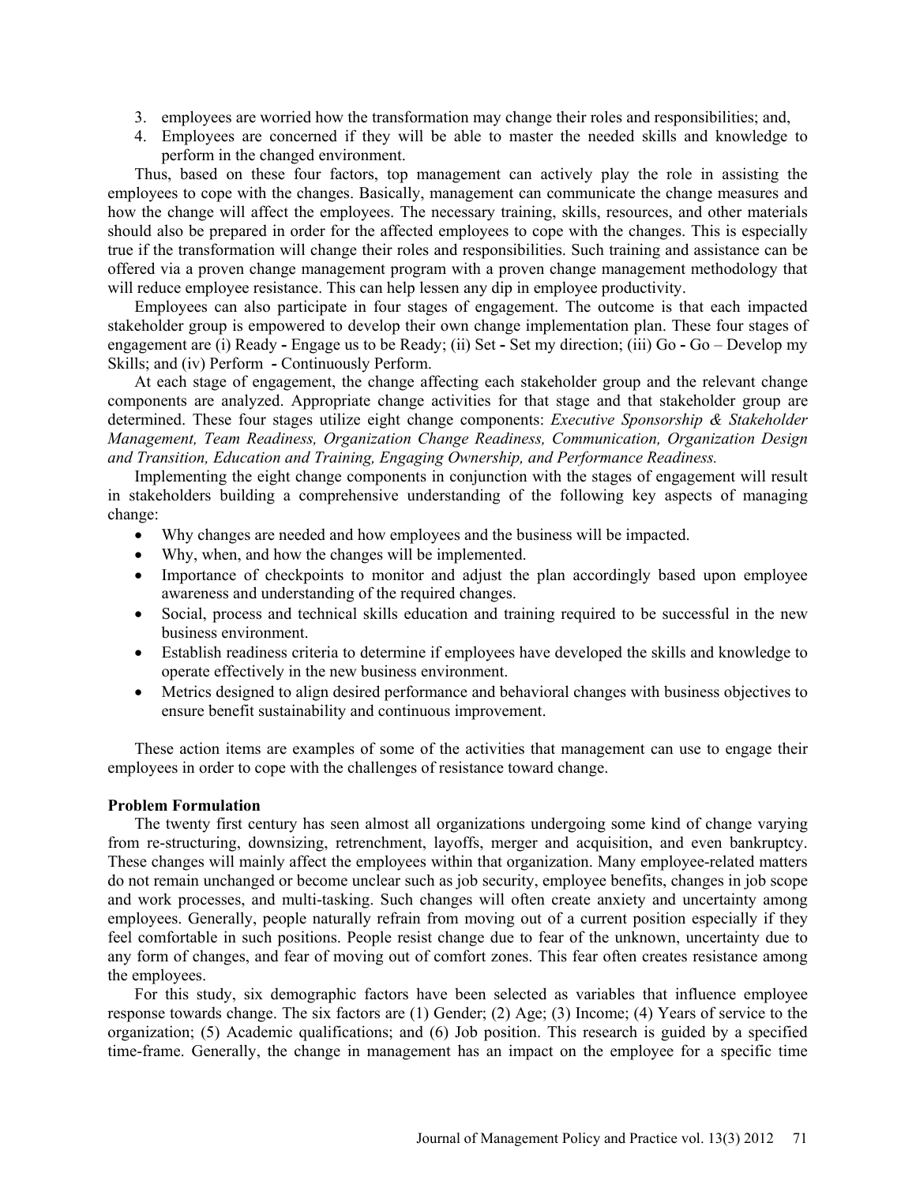3. employees are worried how the transformation may change their roles and responsibilities; and,
4. Employees are concerned if they will be able to master the needed skills and knowledge to perform in the changed environment.

Thus, based on these four factors, top management can actively play the role in assisting the employees to cope with the changes. Basically, management can communicate the change measures and how the change will affect the employees. The necessary training, skills, resources, and other materials should also be prepared in order for the affected employees to cope with the changes. This is especially true if the transformation will change their roles and responsibilities. Such training and assistance can be offered via a proven change management program with a proven change management methodology that will reduce employee resistance. This can help lessen any dip in employee productivity.

Employees can also participate in four stages of engagement. The outcome is that each impacted stakeholder group is empowered to develop their own change implementation plan. These four stages of engagement are (i) Ready **-** Engage us to be Ready; (ii) Set **-** Set my direction; (iii) Go **-** Go – Develop my Skills; and (iv) Perform **-** Continuously Perform.

At each stage of engagement, the change affecting each stakeholder group and the relevant change components are analyzed. Appropriate change activities for that stage and that stakeholder group are determined. These four stages utilize eight change components: *Executive Sponsorship & Stakeholder Management, Team Readiness, Organization Change Readiness, Communication, Organization Design and Transition, Education and Training, Engaging Ownership, and Performance Readiness.*

Implementing the eight change components in conjunction with the stages of engagement will result in stakeholders building a comprehensive understanding of the following key aspects of managing change:

- Why changes are needed and how employees and the business will be impacted.
- Why, when, and how the changes will be implemented.
- Importance of checkpoints to monitor and adjust the plan accordingly based upon employee awareness and understanding of the required changes.
- Social, process and technical skills education and training required to be successful in the new business environment.
- Establish readiness criteria to determine if employees have developed the skills and knowledge to operate effectively in the new business environment.
- Metrics designed to align desired performance and behavioral changes with business objectives to ensure benefit sustainability and continuous improvement.

These action items are examples of some of the activities that management can use to engage their employees in order to cope with the challenges of resistance toward change.

**Problem Formulation**

The twenty first century has seen almost all organizations undergoing some kind of change varying from re-structuring, downsizing, retrenchment, layoffs, merger and acquisition, and even bankruptcy. These changes will mainly affect the employees within that organization. Many employee-related matters do not remain unchanged or become unclear such as job security, employee benefits, changes in job scope and work processes, and multi-tasking. Such changes will often create anxiety and uncertainty among employees. Generally, people naturally refrain from moving out of a current position especially if they feel comfortable in such positions. People resist change due to fear of the unknown, uncertainty due to any form of changes, and fear of moving out of comfort zones. This fear often creates resistance among the employees.

For this study, six demographic factors have been selected as variables that influence employee response towards change. The six factors are (1) Gender; (2) Age; (3) Income; (4) Years of service to the organization; (5) Academic qualifications; and (6) Job position. This research is guided by a specified time-frame. Generally, the change in management has an impact on the employee for a specific time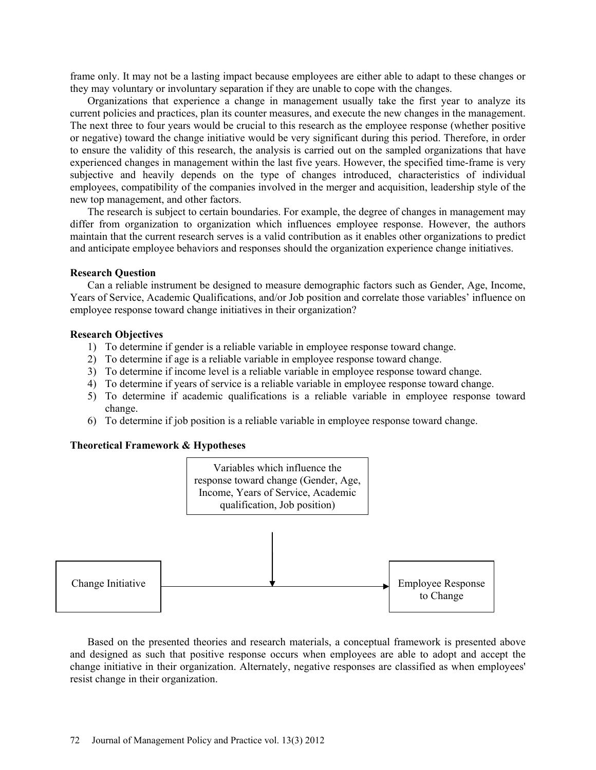frame only. It may not be a lasting impact because employees are either able to adapt to these changes or they may voluntary or involuntary separation if they are unable to cope with the changes.

Organizations that experience a change in management usually take the first year to analyze its current policies and practices, plan its counter measures, and execute the new changes in the management. The next three to four years would be crucial to this research as the employee response (whether positive or negative) toward the change initiative would be very significant during this period. Therefore, in order to ensure the validity of this research, the analysis is carried out on the sampled organizations that have experienced changes in management within the last five years. However, the specified time-frame is very subjective and heavily depends on the type of changes introduced, characteristics of individual employees, compatibility of the companies involved in the merger and acquisition, leadership style of the new top management, and other factors.

The research is subject to certain boundaries. For example, the degree of changes in management may differ from organization to organization which influences employee response. However, the authors maintain that the current research serves is a valid contribution as it enables other organizations to predict and anticipate employee behaviors and responses should the organization experience change initiatives.

**Research Question**

Can a reliable instrument be designed to measure demographic factors such as Gender, Age, Income, Years of Service, Academic Qualifications, and/or Job position and correlate those variables' influence on employee response toward change initiatives in their organization?

**Research Objectives**

1) To determine if gender is a reliable variable in employee response toward change.
2) To determine if age is a reliable variable in employee response toward change.
3) To determine if income level is a reliable variable in employee response toward change.
4) To determine if years of service is a reliable variable in employee response toward change.
5) To determine if academic qualifications is a reliable variable in employee response toward change.
6) To determine if job position is a reliable variable in employee response toward change.

**Theoretical Framework & Hypotheses**

Variables which influence the response toward change (Gender, Age, Income, Years of Service, Academic qualification, Job position)

Change Initiative → Employee Response to Change

Based on the presented theories and research materials, a conceptual framework is presented above and designed as such that positive response occurs when employees are able to adopt and accept the change initiative in their organization. Alternately, negative responses are classified as when employees' resist change in their organization.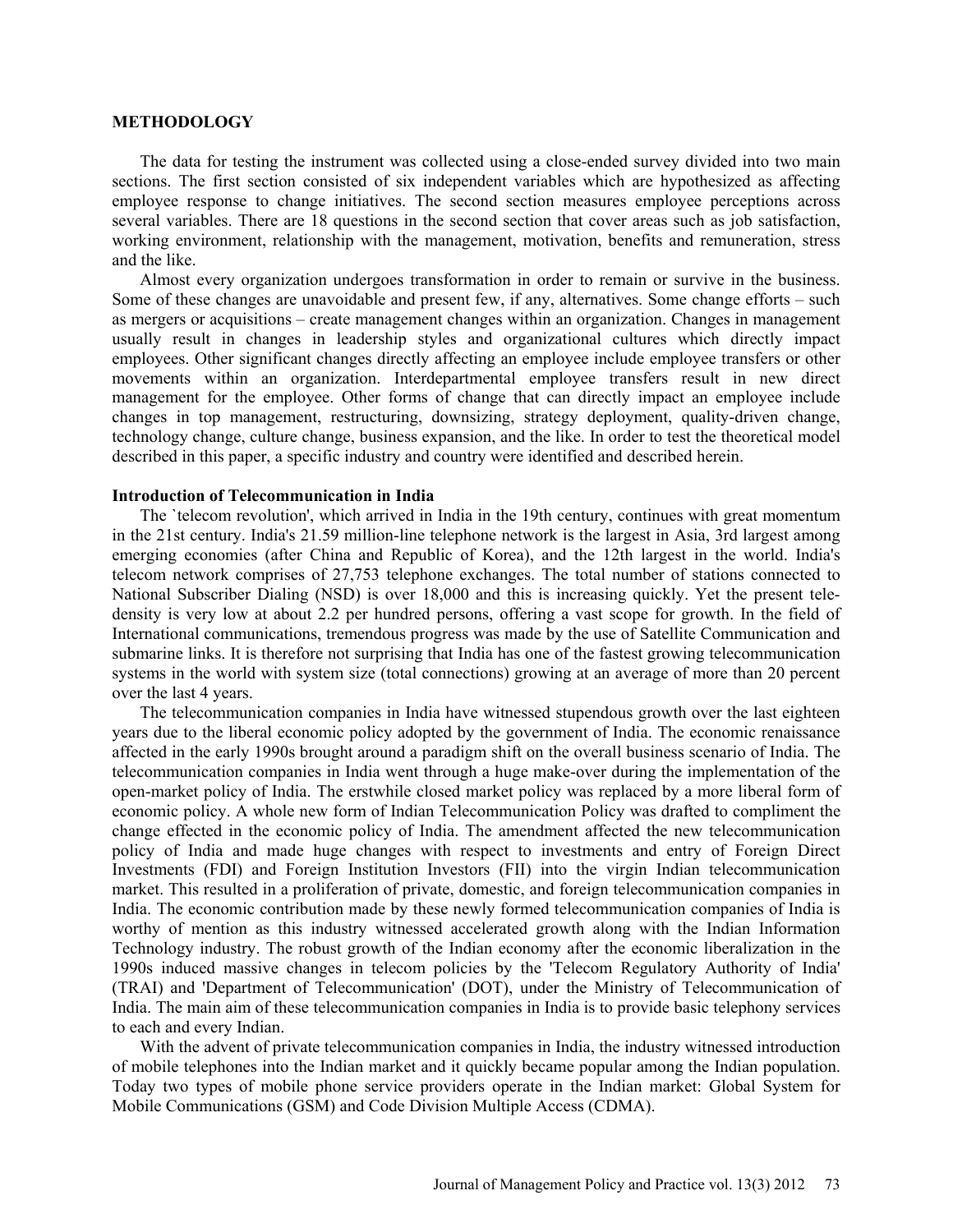## METHODOLOGY

The data for testing the instrument was collected using a close-ended survey divided into two main sections. The first section consisted of six independent variables which are hypothesized as affecting employee response to change initiatives. The second section measures employee perceptions across several variables. There are 18 questions in the second section that cover areas such as job satisfaction, working environment, relationship with the management, motivation, benefits and remuneration, stress and the like.

Almost every organization undergoes transformation in order to remain or survive in the business. Some of these changes are unavoidable and present few, if any, alternatives. Some change efforts – such as mergers or acquisitions – create management changes within an organization. Changes in management usually result in changes in leadership styles and organizational cultures which directly impact employees. Other significant changes directly affecting an employee include employee transfers or other movements within an organization. Interdepartmental employee transfers result in new direct management for the employee. Other forms of change that can directly impact an employee include changes in top management, restructuring, downsizing, strategy deployment, quality-driven change, technology change, culture change, business expansion, and the like. In order to test the theoretical model described in this paper, a specific industry and country were identified and described herein.

### Introduction of Telecommunication in India

The `telecom revolution', which arrived in India in the 19th century, continues with great momentum in the 21st century. India's 21.59 million-line telephone network is the largest in Asia, 3rd largest among emerging economies (after China and Republic of Korea), and the 12th largest in the world. India's telecom network comprises of 27,753 telephone exchanges. The total number of stations connected to National Subscriber Dialing (NSD) is over 18,000 and this is increasing quickly. Yet the present tele-density is very low at about 2.2 per hundred persons, offering a vast scope for growth. In the field of International communications, tremendous progress was made by the use of Satellite Communication and submarine links. It is therefore not surprising that India has one of the fastest growing telecommunication systems in the world with system size (total connections) growing at an average of more than 20 percent over the last 4 years.

The telecommunication companies in India have witnessed stupendous growth over the last eighteen years due to the liberal economic policy adopted by the government of India. The economic renaissance affected in the early 1990s brought around a paradigm shift on the overall business scenario of India. The telecommunication companies in India went through a huge make-over during the implementation of the open-market policy of India. The erstwhile closed market policy was replaced by a more liberal form of economic policy. A whole new form of Indian Telecommunication Policy was drafted to compliment the change effected in the economic policy of India. The amendment affected the new telecommunication policy of India and made huge changes with respect to investments and entry of Foreign Direct Investments (FDI) and Foreign Institution Investors (FII) into the virgin Indian telecommunication market. This resulted in a proliferation of private, domestic, and foreign telecommunication companies in India. The economic contribution made by these newly formed telecommunication companies of India is worthy of mention as this industry witnessed accelerated growth along with the Indian Information Technology industry. The robust growth of the Indian economy after the economic liberalization in the 1990s induced massive changes in telecom policies by the 'Telecom Regulatory Authority of India' (TRAI) and 'Department of Telecommunication' (DOT), under the Ministry of Telecommunication of India. The main aim of these telecommunication companies in India is to provide basic telephony services to each and every Indian.

With the advent of private telecommunication companies in India, the industry witnessed introduction of mobile telephones into the Indian market and it quickly became popular among the Indian population. Today two types of mobile phone service providers operate in the Indian market: Global System for Mobile Communications (GSM) and Code Division Multiple Access (CDMA).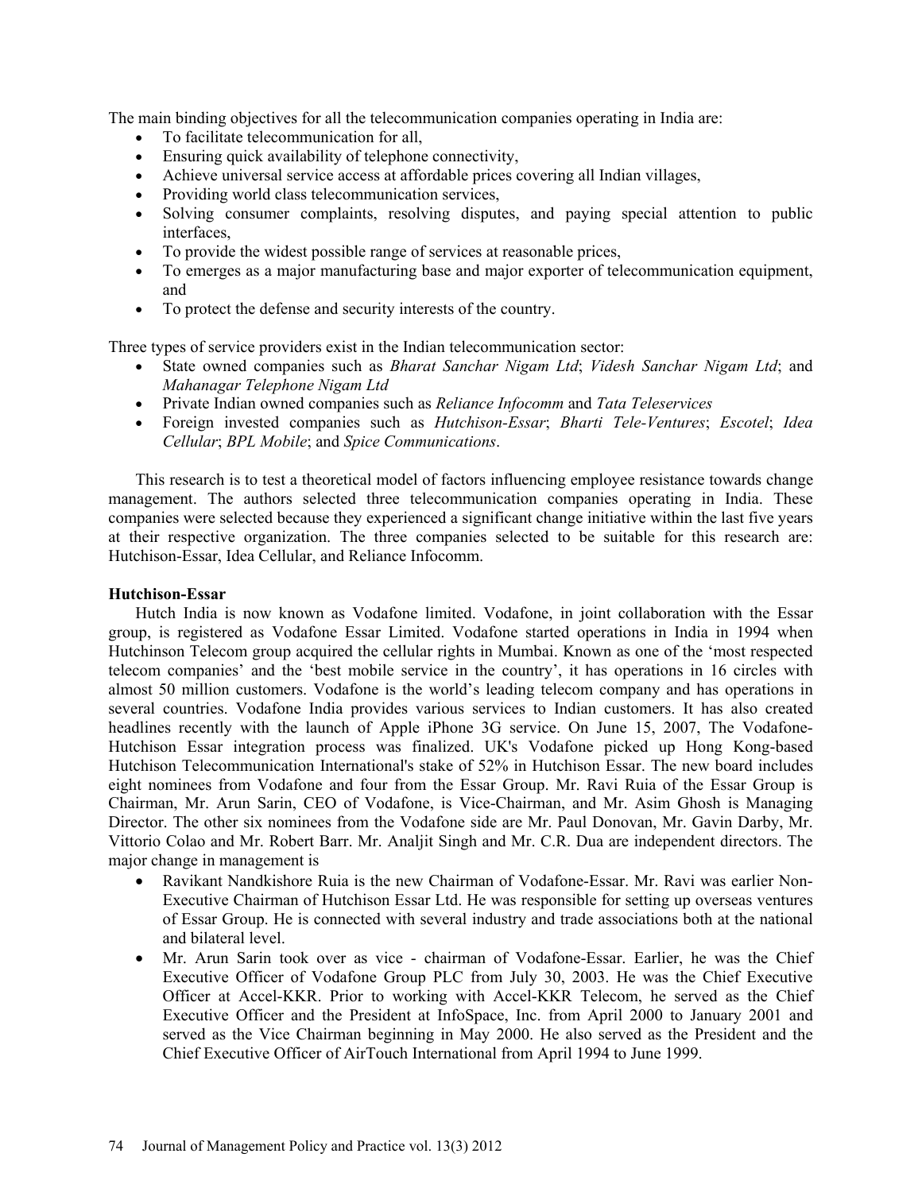The main binding objectives for all the telecommunication companies operating in India are:

- To facilitate telecommunication for all,
- Ensuring quick availability of telephone connectivity,
- Achieve universal service access at affordable prices covering all Indian villages,
- Providing world class telecommunication services,
- Solving consumer complaints, resolving disputes, and paying special attention to public interfaces,
- To provide the widest possible range of services at reasonable prices,
- To emerges as a major manufacturing base and major exporter of telecommunication equipment, and
- To protect the defense and security interests of the country.

Three types of service providers exist in the Indian telecommunication sector:

- State owned companies such as *Bharat Sanchar Nigam Ltd*; *Videsh Sanchar Nigam Ltd*; and *Mahanagar Telephone Nigam Ltd*
- Private Indian owned companies such as *Reliance Infocomm* and *Tata Teleservices*
- Foreign invested companies such as *Hutchison-Essar*; *Bharti Tele-Ventures*; *Escotel*; *Idea Cellular*; *BPL Mobile*; and *Spice Communications*.

This research is to test a theoretical model of factors influencing employee resistance towards change management. The authors selected three telecommunication companies operating in India. These companies were selected because they experienced a significant change initiative within the last five years at their respective organization. The three companies selected to be suitable for this research are: Hutchison-Essar, Idea Cellular, and Reliance Infocomm.

**Hutchison-Essar**

Hutch India is now known as Vodafone limited. Vodafone, in joint collaboration with the Essar group, is registered as Vodafone Essar Limited. Vodafone started operations in India in 1994 when Hutchinson Telecom group acquired the cellular rights in Mumbai. Known as one of the 'most respected telecom companies' and the 'best mobile service in the country', it has operations in 16 circles with almost 50 million customers. Vodafone is the world's leading telecom company and has operations in several countries. Vodafone India provides various services to Indian customers. It has also created headlines recently with the launch of Apple iPhone 3G service. On June 15, 2007, The Vodafone-Hutchison Essar integration process was finalized. UK's Vodafone picked up Hong Kong-based Hutchison Telecommunication International's stake of 52% in Hutchison Essar. The new board includes eight nominees from Vodafone and four from the Essar Group. Mr. Ravi Ruia of the Essar Group is Chairman, Mr. Arun Sarin, CEO of Vodafone, is Vice-Chairman, and Mr. Asim Ghosh is Managing Director. The other six nominees from the Vodafone side are Mr. Paul Donovan, Mr. Gavin Darby, Mr. Vittorio Colao and Mr. Robert Barr. Mr. Analjit Singh and Mr. C.R. Dua are independent directors. The major change in management is

- Ravikant Nandkishore Ruia is the new Chairman of Vodafone-Essar. Mr. Ravi was earlier Non-Executive Chairman of Hutchison Essar Ltd. He was responsible for setting up overseas ventures of Essar Group. He is connected with several industry and trade associations both at the national and bilateral level.
- Mr. Arun Sarin took over as vice - chairman of Vodafone-Essar. Earlier, he was the Chief Executive Officer of Vodafone Group PLC from July 30, 2003. He was the Chief Executive Officer at Accel-KKR. Prior to working with Accel-KKR Telecom, he served as the Chief Executive Officer and the President at InfoSpace, Inc. from April 2000 to January 2001 and served as the Vice Chairman beginning in May 2000. He also served as the President and the Chief Executive Officer of AirTouch International from April 1994 to June 1999.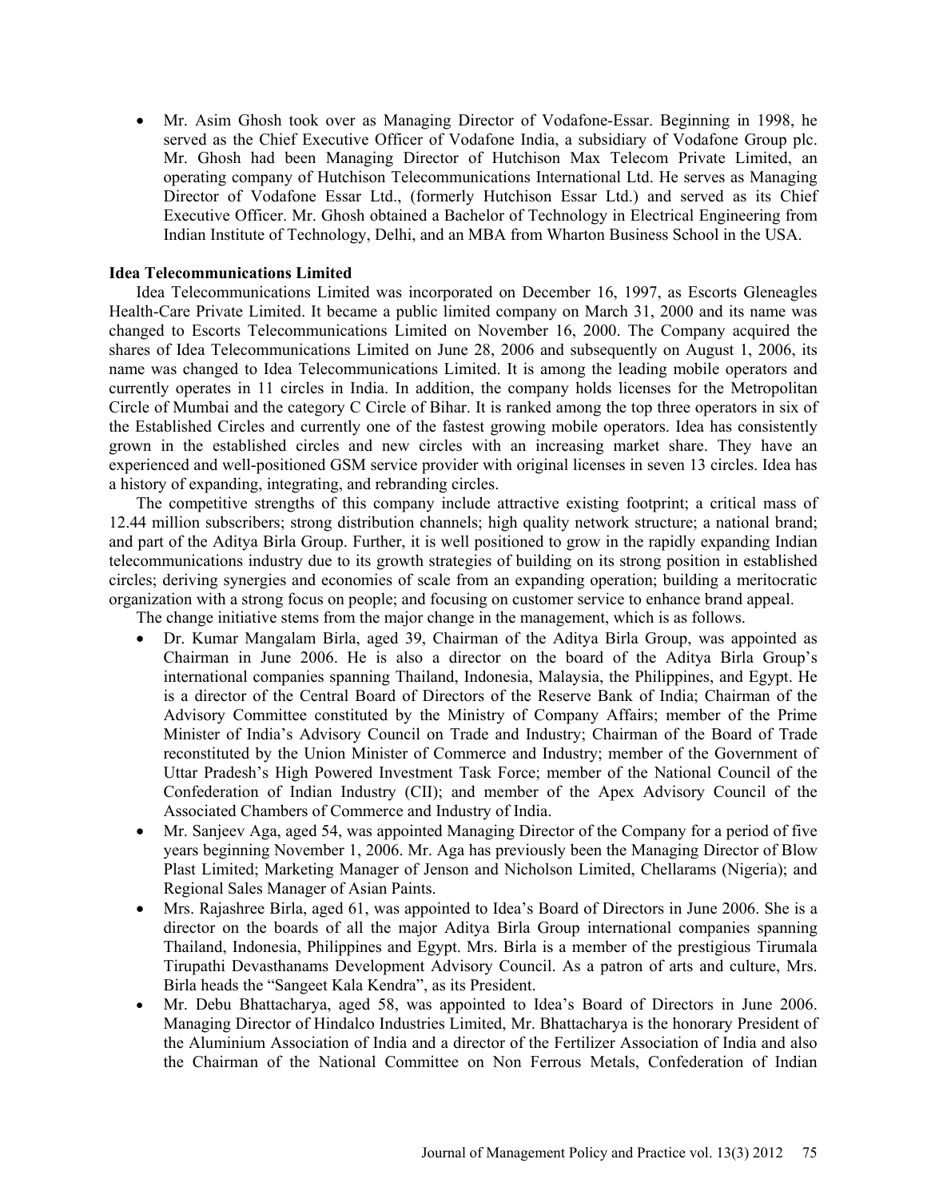- Mr. Asim Ghosh took over as Managing Director of Vodafone-Essar. Beginning in 1998, he served as the Chief Executive Officer of Vodafone India, a subsidiary of Vodafone Group plc. Mr. Ghosh had been Managing Director of Hutchison Max Telecom Private Limited, an operating company of Hutchison Telecommunications International Ltd. He serves as Managing Director of Vodafone Essar Ltd., (formerly Hutchison Essar Ltd.) and served as its Chief Executive Officer. Mr. Ghosh obtained a Bachelor of Technology in Electrical Engineering from Indian Institute of Technology, Delhi, and an MBA from Wharton Business School in the USA.

**Idea Telecommunications Limited**

Idea Telecommunications Limited was incorporated on December 16, 1997, as Escorts Gleneagles Health-Care Private Limited. It became a public limited company on March 31, 2000 and its name was changed to Escorts Telecommunications Limited on November 16, 2000. The Company acquired the shares of Idea Telecommunications Limited on June 28, 2006 and subsequently on August 1, 2006, its name was changed to Idea Telecommunications Limited. It is among the leading mobile operators and currently operates in 11 circles in India. In addition, the company holds licenses for the Metropolitan Circle of Mumbai and the category C Circle of Bihar. It is ranked among the top three operators in six of the Established Circles and currently one of the fastest growing mobile operators. Idea has consistently grown in the established circles and new circles with an increasing market share. They have an experienced and well-positioned GSM service provider with original licenses in seven 13 circles. Idea has a history of expanding, integrating, and rebranding circles.

The competitive strengths of this company include attractive existing footprint; a critical mass of 12.44 million subscribers; strong distribution channels; high quality network structure; a national brand; and part of the Aditya Birla Group. Further, it is well positioned to grow in the rapidly expanding Indian telecommunications industry due to its growth strategies of building on its strong position in established circles; deriving synergies and economies of scale from an expanding operation; building a meritocratic organization with a strong focus on people; and focusing on customer service to enhance brand appeal.

The change initiative stems from the major change in the management, which is as follows.

- Dr. Kumar Mangalam Birla, aged 39, Chairman of the Aditya Birla Group, was appointed as Chairman in June 2006. He is also a director on the board of the Aditya Birla Group's international companies spanning Thailand, Indonesia, Malaysia, the Philippines, and Egypt. He is a director of the Central Board of Directors of the Reserve Bank of India; Chairman of the Advisory Committee constituted by the Ministry of Company Affairs; member of the Prime Minister of India's Advisory Council on Trade and Industry; Chairman of the Board of Trade reconstituted by the Union Minister of Commerce and Industry; member of the Government of Uttar Pradesh's High Powered Investment Task Force; member of the National Council of the Confederation of Indian Industry (CII); and member of the Apex Advisory Council of the Associated Chambers of Commerce and Industry of India.
- Mr. Sanjeev Aga, aged 54, was appointed Managing Director of the Company for a period of five years beginning November 1, 2006. Mr. Aga has previously been the Managing Director of Blow Plast Limited; Marketing Manager of Jenson and Nicholson Limited, Chellarams (Nigeria); and Regional Sales Manager of Asian Paints.
- Mrs. Rajashree Birla, aged 61, was appointed to Idea's Board of Directors in June 2006. She is a director on the boards of all the major Aditya Birla Group international companies spanning Thailand, Indonesia, Philippines and Egypt. Mrs. Birla is a member of the prestigious Tirumala Tirupathi Devasthanams Development Advisory Council. As a patron of arts and culture, Mrs. Birla heads the "Sangeet Kala Kendra", as its President.
- Mr. Debu Bhattacharya, aged 58, was appointed to Idea's Board of Directors in June 2006. Managing Director of Hindalco Industries Limited, Mr. Bhattacharya is the honorary President of the Aluminium Association of India and a director of the Fertilizer Association of India and also the Chairman of the National Committee on Non Ferrous Metals, Confederation of Indian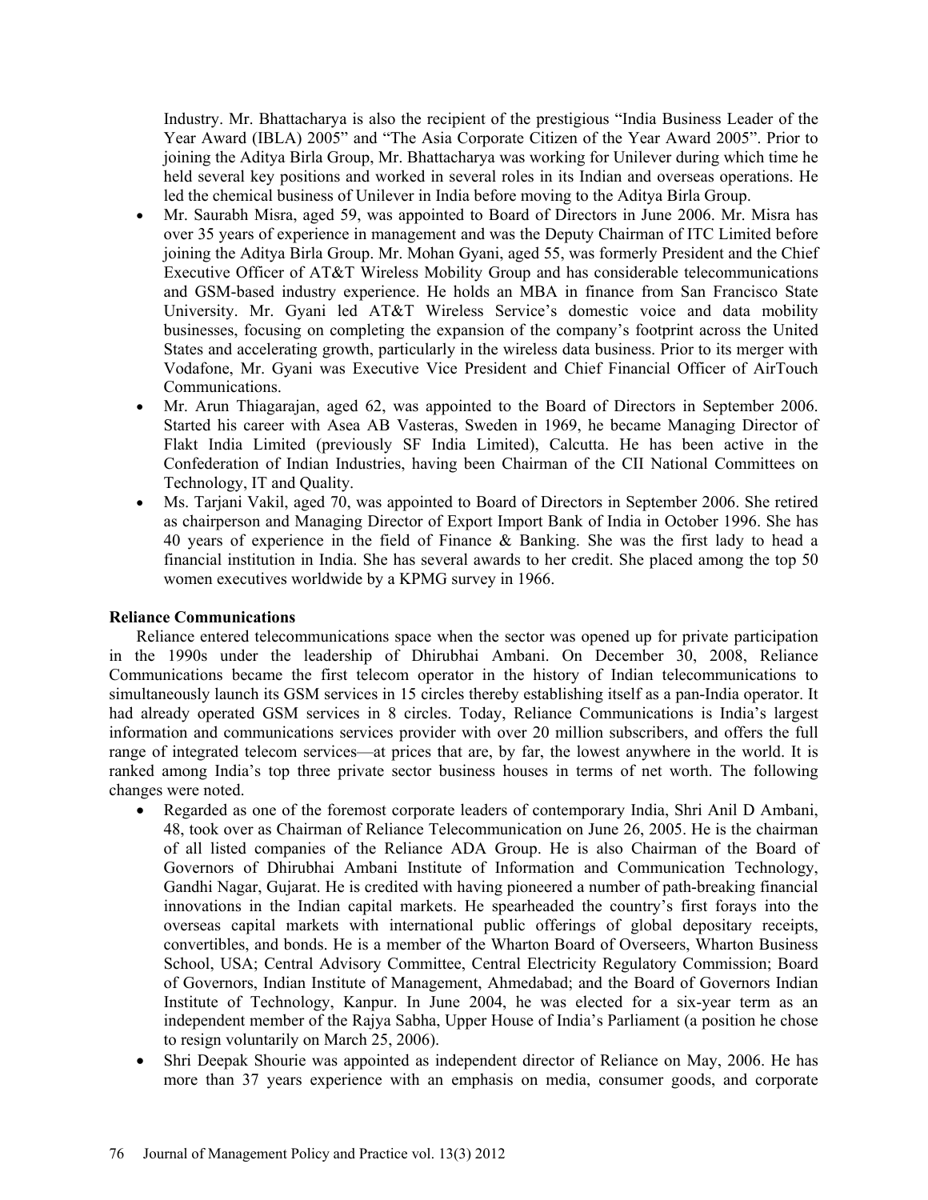Industry. Mr. Bhattacharya is also the recipient of the prestigious "India Business Leader of the Year Award (IBLA) 2005" and "The Asia Corporate Citizen of the Year Award 2005". Prior to joining the Aditya Birla Group, Mr. Bhattacharya was working for Unilever during which time he held several key positions and worked in several roles in its Indian and overseas operations. He led the chemical business of Unilever in India before moving to the Aditya Birla Group.

- Mr. Saurabh Misra, aged 59, was appointed to Board of Directors in June 2006. Mr. Misra has over 35 years of experience in management and was the Deputy Chairman of ITC Limited before joining the Aditya Birla Group. Mr. Mohan Gyani, aged 55, was formerly President and the Chief Executive Officer of AT&T Wireless Mobility Group and has considerable telecommunications and GSM-based industry experience. He holds an MBA in finance from San Francisco State University. Mr. Gyani led AT&T Wireless Service's domestic voice and data mobility businesses, focusing on completing the expansion of the company's footprint across the United States and accelerating growth, particularly in the wireless data business. Prior to its merger with Vodafone, Mr. Gyani was Executive Vice President and Chief Financial Officer of AirTouch Communications.
- Mr. Arun Thiagarajan, aged 62, was appointed to the Board of Directors in September 2006. Started his career with Asea AB Vasteras, Sweden in 1969, he became Managing Director of Flakt India Limited (previously SF India Limited), Calcutta. He has been active in the Confederation of Indian Industries, having been Chairman of the CII National Committees on Technology, IT and Quality.
- Ms. Tarjani Vakil, aged 70, was appointed to Board of Directors in September 2006. She retired as chairperson and Managing Director of Export Import Bank of India in October 1996. She has 40 years of experience in the field of Finance & Banking. She was the first lady to head a financial institution in India. She has several awards to her credit. She placed among the top 50 women executives worldwide by a KPMG survey in 1966.

**Reliance Communications**

Reliance entered telecommunications space when the sector was opened up for private participation in the 1990s under the leadership of Dhirubhai Ambani. On December 30, 2008, Reliance Communications became the first telecom operator in the history of Indian telecommunications to simultaneously launch its GSM services in 15 circles thereby establishing itself as a pan-India operator. It had already operated GSM services in 8 circles. Today, Reliance Communications is India's largest information and communications services provider with over 20 million subscribers, and offers the full range of integrated telecom services—at prices that are, by far, the lowest anywhere in the world. It is ranked among India's top three private sector business houses in terms of net worth. The following changes were noted.

- Regarded as one of the foremost corporate leaders of contemporary India, Shri Anil D Ambani, 48, took over as Chairman of Reliance Telecommunication on June 26, 2005. He is the chairman of all listed companies of the Reliance ADA Group. He is also Chairman of the Board of Governors of Dhirubhai Ambani Institute of Information and Communication Technology, Gandhi Nagar, Gujarat. He is credited with having pioneered a number of path-breaking financial innovations in the Indian capital markets. He spearheaded the country's first forays into the overseas capital markets with international public offerings of global depositary receipts, convertibles, and bonds. He is a member of the Wharton Board of Overseers, Wharton Business School, USA; Central Advisory Committee, Central Electricity Regulatory Commission; Board of Governors, Indian Institute of Management, Ahmedabad; and the Board of Governors Indian Institute of Technology, Kanpur. In June 2004, he was elected for a six-year term as an independent member of the Rajya Sabha, Upper House of India's Parliament (a position he chose to resign voluntarily on March 25, 2006).
- Shri Deepak Shourie was appointed as independent director of Reliance on May, 2006. He has more than 37 years experience with an emphasis on media, consumer goods, and corporate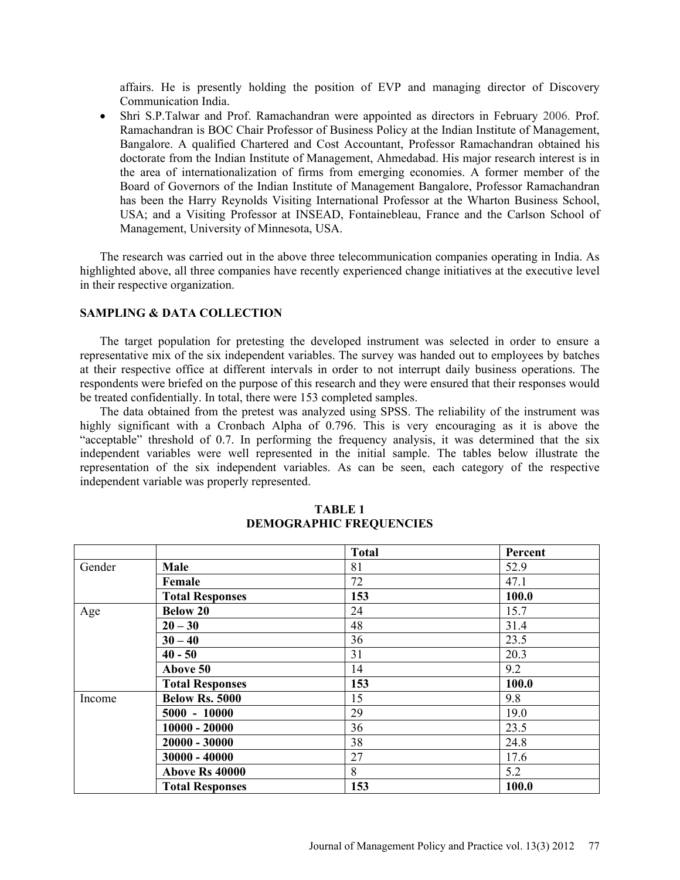affairs. He is presently holding the position of EVP and managing director of Discovery Communication India.

- Shri S.P.Talwar and Prof. Ramachandran were appointed as directors in February 2006. Prof. Ramachandran is BOC Chair Professor of Business Policy at the Indian Institute of Management, Bangalore. A qualified Chartered and Cost Accountant, Professor Ramachandran obtained his doctorate from the Indian Institute of Management, Ahmedabad. His major research interest is in the area of internationalization of firms from emerging economies. A former member of the Board of Governors of the Indian Institute of Management Bangalore, Professor Ramachandran has been the Harry Reynolds Visiting International Professor at the Wharton Business School, USA; and a Visiting Professor at INSEAD, Fontainebleau, France and the Carlson School of Management, University of Minnesota, USA.

The research was carried out in the above three telecommunication companies operating in India. As highlighted above, all three companies have recently experienced change initiatives at the executive level in their respective organization.

## SAMPLING & DATA COLLECTION

The target population for pretesting the developed instrument was selected in order to ensure a representative mix of the six independent variables. The survey was handed out to employees by batches at their respective office at different intervals in order to not interrupt daily business operations. The respondents were briefed on the purpose of this research and they were ensured that their responses would be treated confidentially. In total, there were 153 completed samples.

The data obtained from the pretest was analyzed using SPSS. The reliability of the instrument was highly significant with a Cronbach Alpha of 0.796. This is very encouraging as it is above the "acceptable" threshold of 0.7. In performing the frequency analysis, it was determined that the six independent variables were well represented in the initial sample. The tables below illustrate the representation of the six independent variables. As can be seen, each category of the respective independent variable was properly represented.

**TABLE 1**
**DEMOGRAPHIC FREQUENCIES**

| | | Total | Percent |
|---|---|---|---|
| Gender | **Male** | 81 | 52.9 |
| | **Female** | 72 | 47.1 |
| | **Total Responses** | **153** | **100.0** |
| Age | **Below 20** | 24 | 15.7 |
| | **20 – 30** | 48 | 31.4 |
| | **30 – 40** | 36 | 23.5 |
| | **40 - 50** | 31 | 20.3 |
| | **Above 50** | 14 | 9.2 |
| | **Total Responses** | **153** | **100.0** |
| Income | **Below Rs. 5000** | 15 | 9.8 |
| | **5000 - 10000** | 29 | 19.0 |
| | **10000 - 20000** | 36 | 23.5 |
| | **20000 - 30000** | 38 | 24.8 |
| | **30000 - 40000** | 27 | 17.6 |
| | **Above Rs 40000** | 8 | 5.2 |
| | **Total Responses** | **153** | **100.0** |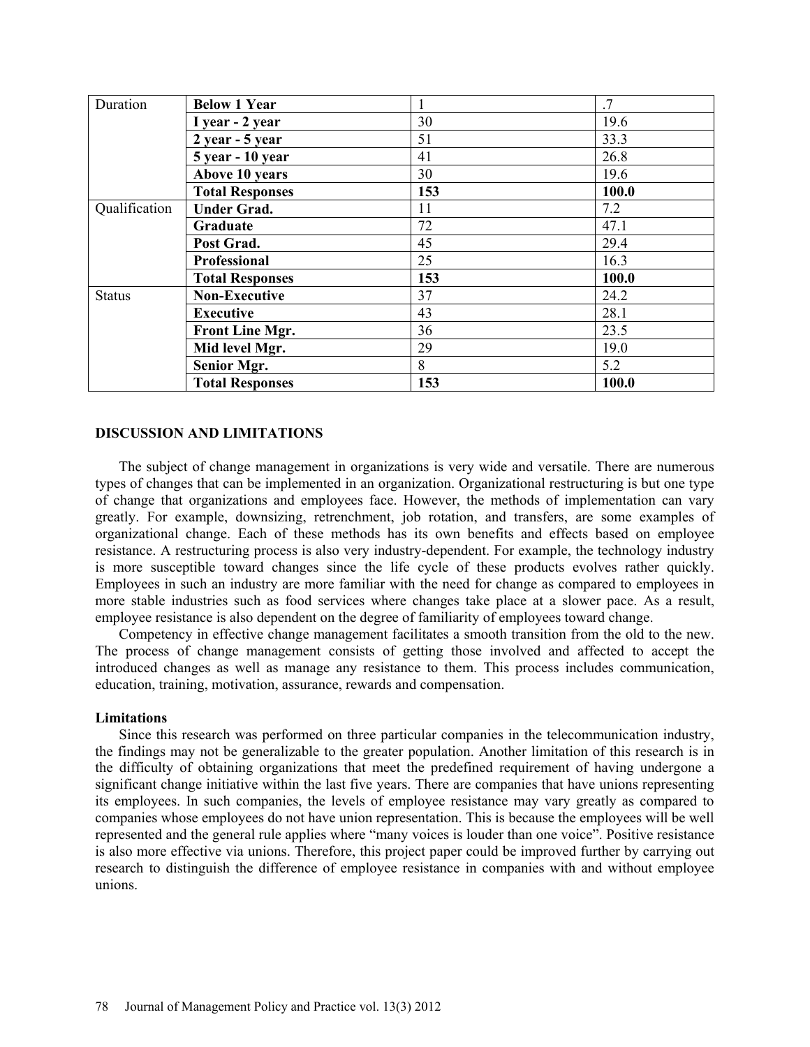| Duration | **Below 1 Year** | 1 | .7 |
|---|---|---|---|
| | **I year - 2 year** | 30 | 19.6 |
| | **2 year - 5 year** | 51 | 33.3 |
| | **5 year - 10 year** | 41 | 26.8 |
| | **Above 10 years** | 30 | 19.6 |
| | **Total Responses** | **153** | **100.0** |
| Qualification | **Under Grad.** | 11 | 7.2 |
| | **Graduate** | 72 | 47.1 |
| | **Post Grad.** | 45 | 29.4 |
| | **Professional** | 25 | 16.3 |
| | **Total Responses** | **153** | **100.0** |
| Status | **Non-Executive** | 37 | 24.2 |
| | **Executive** | 43 | 28.1 |
| | **Front Line Mgr.** | 36 | 23.5 |
| | **Mid level Mgr.** | 29 | 19.0 |
| | **Senior Mgr.** | 8 | 5.2 |
| | **Total Responses** | **153** | **100.0** |

## DISCUSSION AND LIMITATIONS

The subject of change management in organizations is very wide and versatile. There are numerous types of changes that can be implemented in an organization. Organizational restructuring is but one type of change that organizations and employees face. However, the methods of implementation can vary greatly. For example, downsizing, retrenchment, job rotation, and transfers, are some examples of organizational change. Each of these methods has its own benefits and effects based on employee resistance. A restructuring process is also very industry-dependent. For example, the technology industry is more susceptible toward changes since the life cycle of these products evolves rather quickly. Employees in such an industry are more familiar with the need for change as compared to employees in more stable industries such as food services where changes take place at a slower pace. As a result, employee resistance is also dependent on the degree of familiarity of employees toward change.

Competency in effective change management facilitates a smooth transition from the old to the new. The process of change management consists of getting those involved and affected to accept the introduced changes as well as manage any resistance to them. This process includes communication, education, training, motivation, assurance, rewards and compensation.

### Limitations

Since this research was performed on three particular companies in the telecommunication industry, the findings may not be generalizable to the greater population. Another limitation of this research is in the difficulty of obtaining organizations that meet the predefined requirement of having undergone a significant change initiative within the last five years. There are companies that have unions representing its employees. In such companies, the levels of employee resistance may vary greatly as compared to companies whose employees do not have union representation. This is because the employees will be well represented and the general rule applies where "many voices is louder than one voice". Positive resistance is also more effective via unions. Therefore, this project paper could be improved further by carrying out research to distinguish the difference of employee resistance in companies with and without employee unions.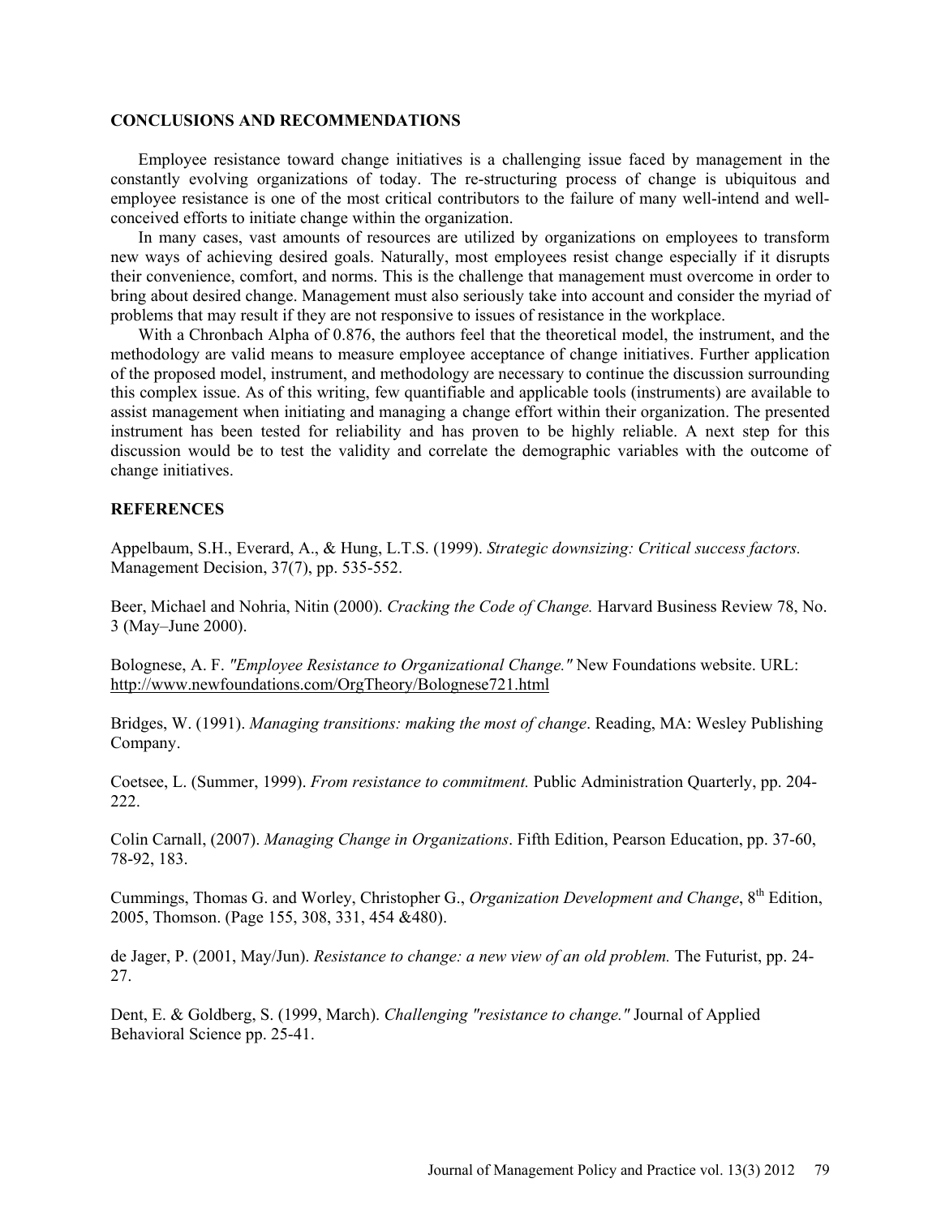## CONCLUSIONS AND RECOMMENDATIONS

Employee resistance toward change initiatives is a challenging issue faced by management in the constantly evolving organizations of today. The re-structuring process of change is ubiquitous and employee resistance is one of the most critical contributors to the failure of many well-intend and well-conceived efforts to initiate change within the organization.

In many cases, vast amounts of resources are utilized by organizations on employees to transform new ways of achieving desired goals. Naturally, most employees resist change especially if it disrupts their convenience, comfort, and norms. This is the challenge that management must overcome in order to bring about desired change. Management must also seriously take into account and consider the myriad of problems that may result if they are not responsive to issues of resistance in the workplace.

With a Chronbach Alpha of 0.876, the authors feel that the theoretical model, the instrument, and the methodology are valid means to measure employee acceptance of change initiatives. Further application of the proposed model, instrument, and methodology are necessary to continue the discussion surrounding this complex issue. As of this writing, few quantifiable and applicable tools (instruments) are available to assist management when initiating and managing a change effort within their organization. The presented instrument has been tested for reliability and has proven to be highly reliable. A next step for this discussion would be to test the validity and correlate the demographic variables with the outcome of change initiatives.

## REFERENCES

Appelbaum, S.H., Everard, A., & Hung, L.T.S. (1999). *Strategic downsizing: Critical success factors.* Management Decision, 37(7), pp. 535-552.

Beer, Michael and Nohria, Nitin (2000). *Cracking the Code of Change.* Harvard Business Review 78, No. 3 (May–June 2000).

Bolognese, A. F. *"Employee Resistance to Organizational Change."* New Foundations website. URL: http://www.newfoundations.com/OrgTheory/Bolognese721.html

Bridges, W. (1991). *Managing transitions: making the most of change*. Reading, MA: Wesley Publishing Company.

Coetsee, L. (Summer, 1999). *From resistance to commitment.* Public Administration Quarterly, pp. 204-222.

Colin Carnall, (2007). *Managing Change in Organizations*. Fifth Edition, Pearson Education, pp. 37-60, 78-92, 183.

Cummings, Thomas G. and Worley, Christopher G., *Organization Development and Change*, 8th Edition, 2005, Thomson. (Page 155, 308, 331, 454 &480).

de Jager, P. (2001, May/Jun). *Resistance to change: a new view of an old problem.* The Futurist, pp. 24-27.

Dent, E. & Goldberg, S. (1999, March). *Challenging "resistance to change."* Journal of Applied Behavioral Science pp. 25-41.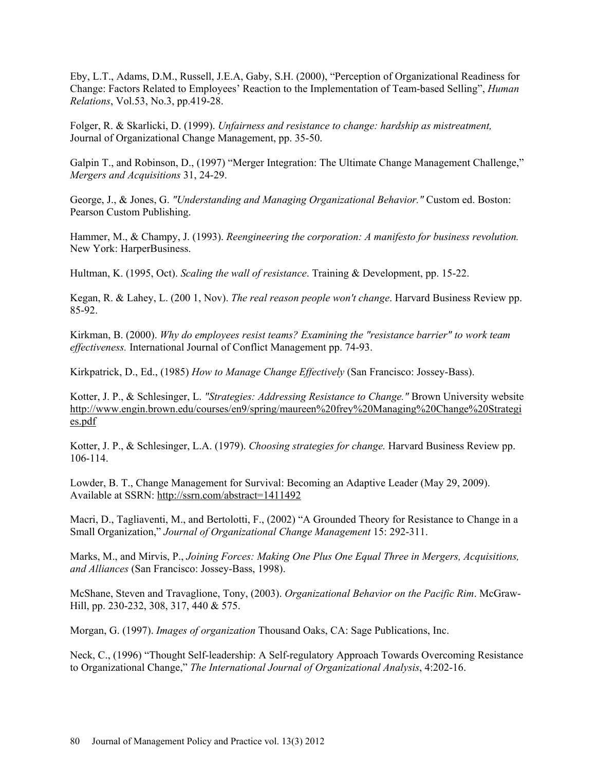Eby, L.T., Adams, D.M., Russell, J.E.A, Gaby, S.H. (2000), "Perception of Organizational Readiness for Change: Factors Related to Employees' Reaction to the Implementation of Team-based Selling", *Human Relations*, Vol.53, No.3, pp.419-28.

Folger, R. & Skarlicki, D. (1999). *Unfairness and resistance to change: hardship as mistreatment,* Journal of Organizational Change Management, pp. 35-50.

Galpin T., and Robinson, D., (1997) "Merger Integration: The Ultimate Change Management Challenge," *Mergers and Acquisitions* 31, 24-29.

George, J., & Jones, G. *"Understanding and Managing Organizational Behavior."* Custom ed. Boston: Pearson Custom Publishing.

Hammer, M., & Champy, J. (1993). *Reengineering the corporation: A manifesto for business revolution.* New York: HarperBusiness.

Hultman, K. (1995, Oct). *Scaling the wall of resistance*. Training & Development, pp. 15-22.

Kegan, R. & Lahey, L. (200 1, Nov). *The real reason people won't change*. Harvard Business Review pp. 85-92.

Kirkman, B. (2000). *Why do employees resist teams? Examining the "resistance barrier" to work team effectiveness.* International Journal of Conflict Management pp. 74-93.

Kirkpatrick, D., Ed., (1985) *How to Manage Change Effectively* (San Francisco: Jossey-Bass).

Kotter, J. P., & Schlesinger, L. *"Strategies: Addressing Resistance to Change."* Brown University website http://www.engin.brown.edu/courses/en9/spring/maureen%20frey%20Managing%20Change%20Strategies.pdf

Kotter, J. P., & Schlesinger, L.A. (1979). *Choosing strategies for change.* Harvard Business Review pp. 106-114.

Lowder, B. T., Change Management for Survival: Becoming an Adaptive Leader (May 29, 2009). Available at SSRN: http://ssrn.com/abstract=1411492

Macri, D., Tagliaventi, M., and Bertolotti, F., (2002) "A Grounded Theory for Resistance to Change in a Small Organization," *Journal of Organizational Change Management* 15: 292-311.

Marks, M., and Mirvis, P., *Joining Forces: Making One Plus One Equal Three in Mergers, Acquisitions, and Alliances* (San Francisco: Jossey-Bass, 1998).

McShane, Steven and Travaglione, Tony, (2003). *Organizational Behavior on the Pacific Rim*. McGraw-Hill, pp. 230-232, 308, 317, 440 & 575.

Morgan, G. (1997). *Images of organization* Thousand Oaks, CA: Sage Publications, Inc.

Neck, C., (1996) "Thought Self-leadership: A Self-regulatory Approach Towards Overcoming Resistance to Organizational Change," *The International Journal of Organizational Analysis*, 4:202-16.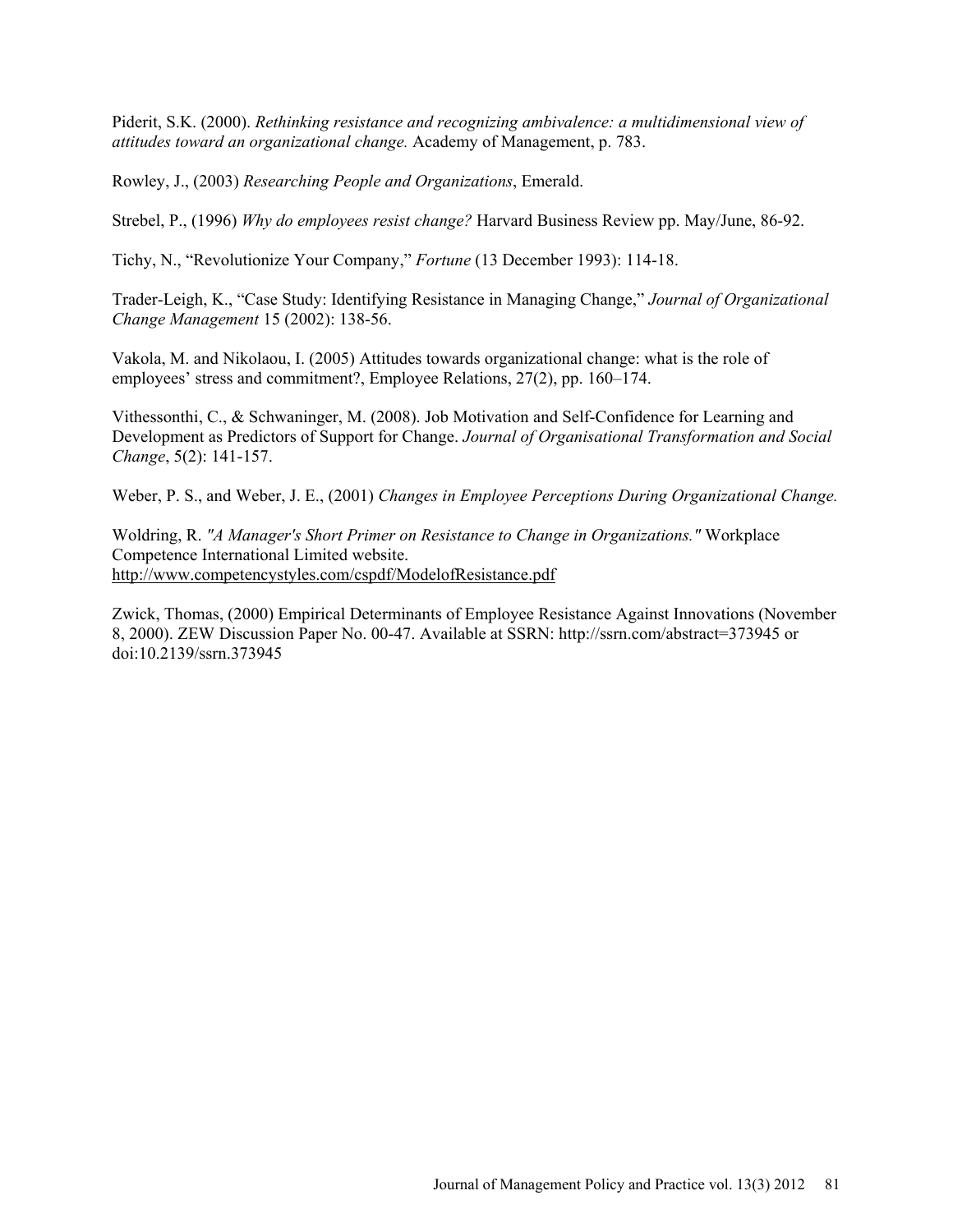Piderit, S.K. (2000). *Rethinking resistance and recognizing ambivalence: a multidimensional view of attitudes toward an organizational change.* Academy of Management, p. 783.

Rowley, J., (2003) *Researching People and Organizations*, Emerald.

Strebel, P., (1996) *Why do employees resist change?* Harvard Business Review pp. May/June, 86-92.

Tichy, N., "Revolutionize Your Company," *Fortune* (13 December 1993): 114-18.

Trader-Leigh, K., "Case Study: Identifying Resistance in Managing Change," *Journal of Organizational Change Management* 15 (2002): 138-56.

Vakola, M. and Nikolaou, I. (2005) Attitudes towards organizational change: what is the role of employees' stress and commitment?, Employee Relations, 27(2), pp. 160–174.

Vithessonthi, C., & Schwaninger, M. (2008). Job Motivation and Self-Confidence for Learning and Development as Predictors of Support for Change. *Journal of Organisational Transformation and Social Change*, 5(2): 141-157.

Weber, P. S., and Weber, J. E., (2001) *Changes in Employee Perceptions During Organizational Change.*

Woldring, R. *"A Manager's Short Primer on Resistance to Change in Organizations."* Workplace Competence International Limited website. http://www.competencystyles.com/cspdf/ModelofResistance.pdf

Zwick, Thomas, (2000) Empirical Determinants of Employee Resistance Against Innovations (November 8, 2000). ZEW Discussion Paper No. 00-47. Available at SSRN: http://ssrn.com/abstract=373945 or doi:10.2139/ssrn.373945